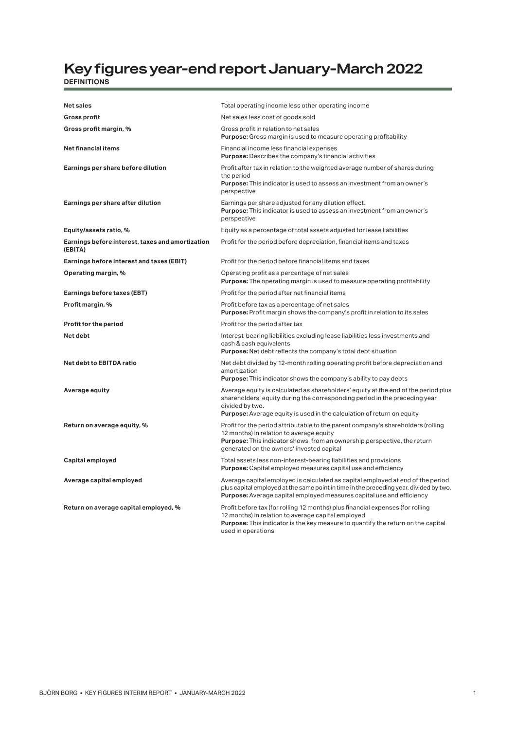# Key figures year-end report January-March 2022

**DEFINITIONS**

| | |
|---|---|
| **Net sales** | Total operating income less other operating income |
| **Gross profit** | Net sales less cost of goods sold |
| **Gross profit margin, %** | Gross profit in relation to net sales<br>**Purpose:** Gross margin is used to measure operating profitability |
| **Net financial items** | Financial income less financial expenses<br>**Purpose:** Describes the company's financial activities |
| **Earnings per share before dilution** | Profit after tax in relation to the weighted average number of shares during the period<br>**Purpose:** This indicator is used to assess an investment from an owner's perspective |
| **Earnings per share after dilution** | Earnings per share adjusted for any dilution effect.<br>**Purpose:** This indicator is used to assess an investment from an owner's perspective |
| **Equity/assets ratio, %** | Equity as a percentage of total assets adjusted for lease liabilities |
| **Earnings before interest, taxes and amortization (EBITA)** | Profit for the period before depreciation, financial items and taxes |
| **Earnings before interest and taxes (EBIT)** | Profit for the period before financial items and taxes |
| **Operating margin, %** | Operating profit as a percentage of net sales<br>**Purpose:** The operating margin is used to measure operating profitability |
| **Earnings before taxes (EBT)** | Profit for the period after net financial items |
| **Profit margin, %** | Profit before tax as a percentage of net sales<br>**Purpose:** Profit margin shows the company's profit in relation to its sales |
| **Profit for the period** | Profit for the period after tax |
| **Net debt** | Interest-bearing liabilities excluding lease liabilities less investments and cash & cash equivalents<br>**Purpose:** Net debt reflects the company's total debt situation |
| **Net debt to EBITDA ratio** | Net debt divided by 12-month rolling operating profit before depreciation and amortization<br>**Purpose:** This indicator shows the company's ability to pay debts |
| **Average equity** | Average equity is calculated as shareholders' equity at the end of the period plus shareholders' equity during the corresponding period in the preceding year divided by two.<br>**Purpose:** Average equity is used in the calculation of return on equity |
| **Return on average equity, %** | Profit for the period attributable to the parent company's shareholders (rolling 12 months) in relation to average equity<br>**Purpose:** This indicator shows, from an ownership perspective, the return generated on the owners' invested capital |
| **Capital employed** | Total assets less non-interest-bearing liabilities and provisions<br>**Purpose:** Capital employed measures capital use and efficiency |
| **Average capital employed** | Average capital employed is calculated as capital employed at end of the period plus capital employed at the same point in time in the preceding year, divided by two.<br>**Purpose:** Average capital employed measures capital use and efficiency |
| **Return on average capital employed, %** | Profit before tax (for rolling 12 months) plus financial expenses (for rolling 12 months) in relation to average capital employed<br>**Purpose:** This indicator is the key measure to quantify the return on the capital used in operations |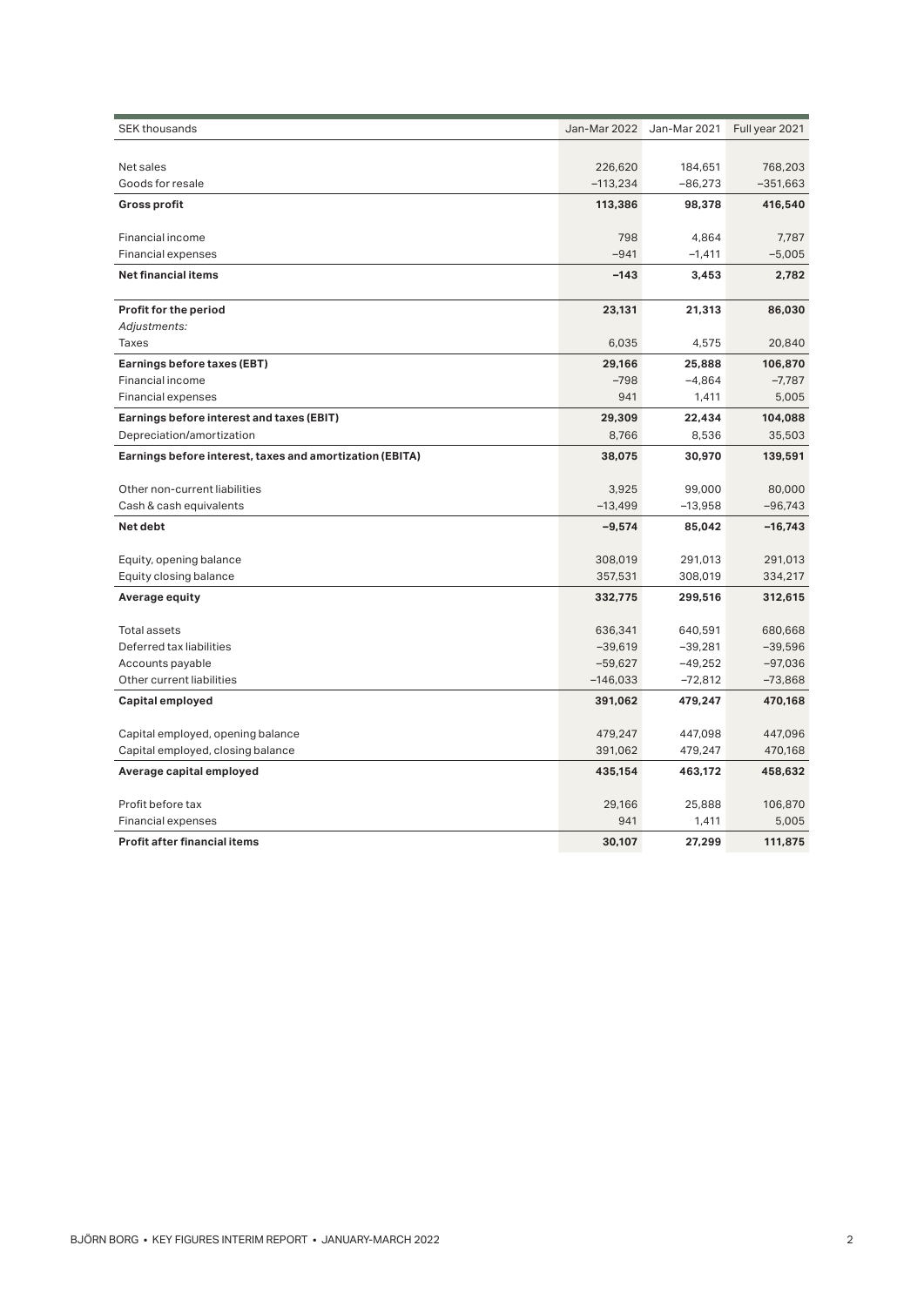| SEK thousands | Jan-Mar 2022 | Jan-Mar 2021 | Full year 2021 |
|---|---|---|---|
| Net sales | 226,620 | 184,651 | 768,203 |
| Goods for resale | −113,234 | −86,273 | −351,663 |
| **Gross profit** | **113,386** | **98,378** | **416,540** |
| Financial income | 798 | 4,864 | 7,787 |
| Financial expenses | −941 | −1,411 | −5,005 |
| **Net financial items** | **−143** | **3,453** | **2,782** |
| **Profit for the period** | **23,131** | **21,313** | **86,030** |
| *Adjustments:* | | | |
| Taxes | 6,035 | 4,575 | 20,840 |
| **Earnings before taxes (EBT)** | **29,166** | **25,888** | **106,870** |
| Financial income | −798 | −4,864 | −7,787 |
| Financial expenses | 941 | 1,411 | 5,005 |
| **Earnings before interest and taxes (EBIT)** | **29,309** | **22,434** | **104,088** |
| Depreciation/amortization | 8,766 | 8,536 | 35,503 |
| **Earnings before interest, taxes and amortization (EBITA)** | **38,075** | **30,970** | **139,591** |
| Other non-current liabilities | 3,925 | 99,000 | 80,000 |
| Cash & cash equivalents | −13,499 | −13,958 | −96,743 |
| **Net debt** | **−9,574** | **85,042** | **−16,743** |
| Equity, opening balance | 308,019 | 291,013 | 291,013 |
| Equity closing balance | 357,531 | 308,019 | 334,217 |
| **Average equity** | **332,775** | **299,516** | **312,615** |
| Total assets | 636,341 | 640,591 | 680,668 |
| Deferred tax liabilities | −39,619 | −39,281 | −39,596 |
| Accounts payable | −59,627 | −49,252 | −97,036 |
| Other current liabilities | −146,033 | −72,812 | −73,868 |
| **Capital employed** | **391,062** | **479,247** | **470,168** |
| Capital employed, opening balance | 479,247 | 447,098 | 447,096 |
| Capital employed, closing balance | 391,062 | 479,247 | 470,168 |
| **Average capital employed** | **435,154** | **463,172** | **458,632** |
| Profit before tax | 29,166 | 25,888 | 106,870 |
| Financial expenses | 941 | 1,411 | 5,005 |
| **Profit after financial items** | **30,107** | **27,299** | **111,875** |